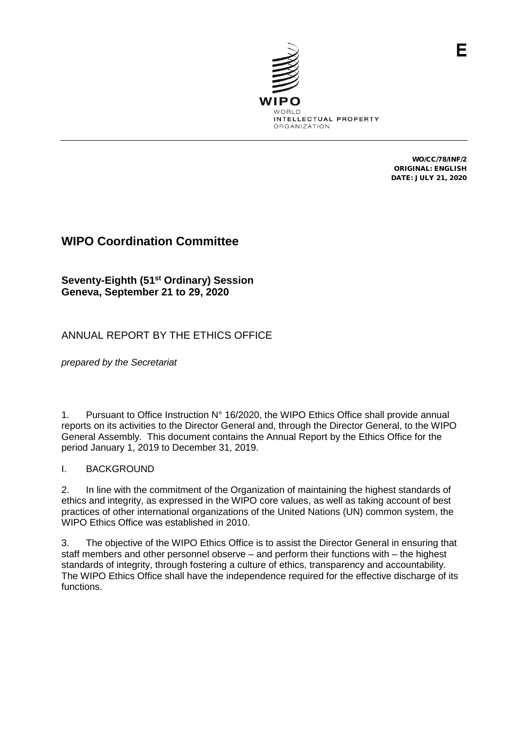E

WIPO
WORLD
INTELLECTUAL PROPERTY
ORGANIZATION

WO/CC/78/INF/2
ORIGINAL: ENGLISH
DATE: JULY 21, 2020

# WIPO Coordination Committee

**Seventy-Eighth (51st Ordinary) Session**
**Geneva, September 21 to 29, 2020**

## ANNUAL REPORT BY THE ETHICS OFFICE

*prepared by the Secretariat*

1. Pursuant to Office Instruction N° 16/2020, the WIPO Ethics Office shall provide annual reports on its activities to the Director General and, through the Director General, to the WIPO General Assembly. This document contains the Annual Report by the Ethics Office for the period January 1, 2019 to December 31, 2019.

## I. BACKGROUND

2. In line with the commitment of the Organization of maintaining the highest standards of ethics and integrity, as expressed in the WIPO core values, as well as taking account of best practices of other international organizations of the United Nations (UN) common system, the WIPO Ethics Office was established in 2010.

3. The objective of the WIPO Ethics Office is to assist the Director General in ensuring that staff members and other personnel observe – and perform their functions with – the highest standards of integrity, through fostering a culture of ethics, transparency and accountability. The WIPO Ethics Office shall have the independence required for the effective discharge of its functions.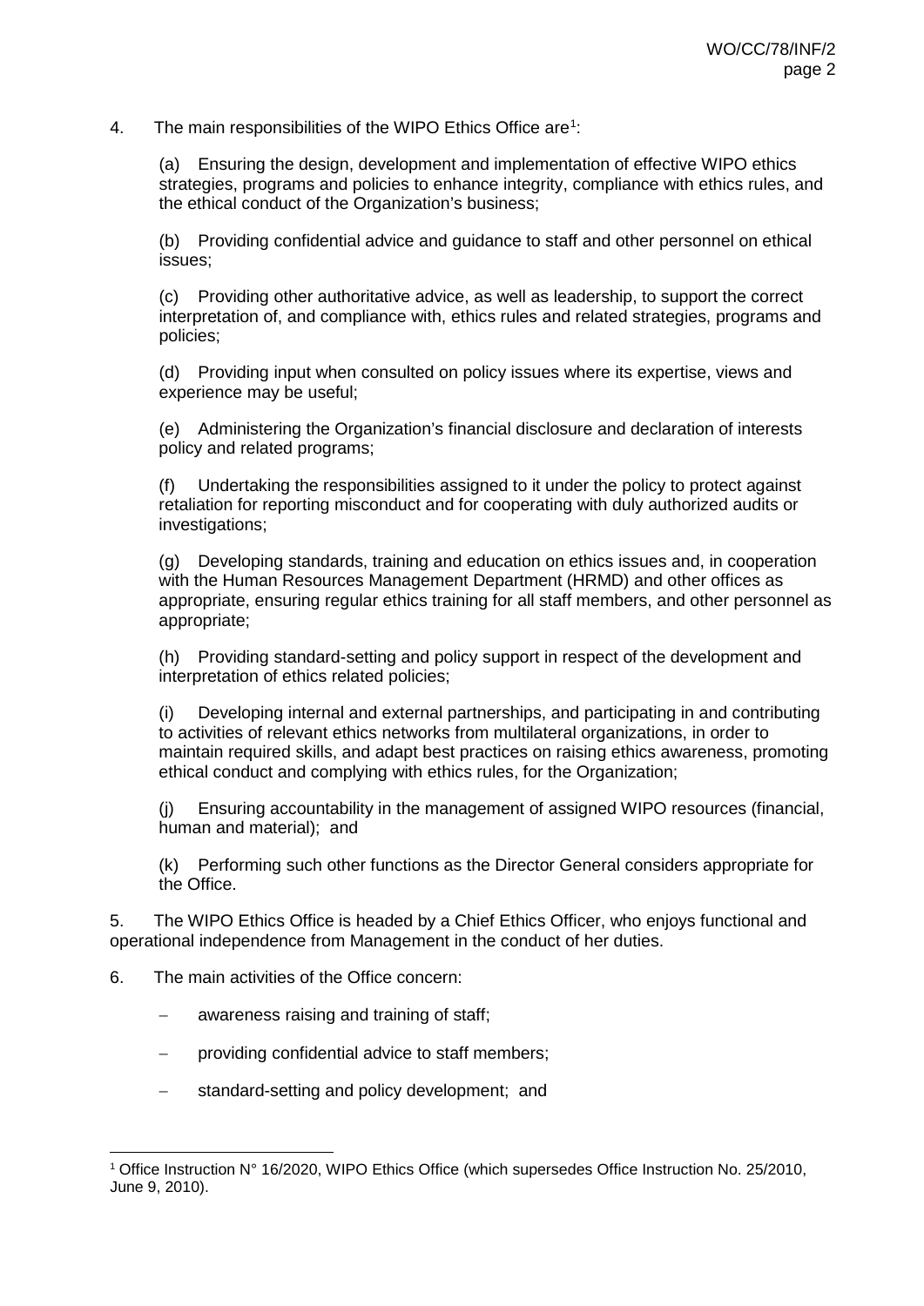4. The main responsibilities of the WIPO Ethics Office are[1]:

(a) Ensuring the design, development and implementation of effective WIPO ethics strategies, programs and policies to enhance integrity, compliance with ethics rules, and the ethical conduct of the Organization's business;

(b) Providing confidential advice and guidance to staff and other personnel on ethical issues;

(c) Providing other authoritative advice, as well as leadership, to support the correct interpretation of, and compliance with, ethics rules and related strategies, programs and policies;

(d) Providing input when consulted on policy issues where its expertise, views and experience may be useful;

(e) Administering the Organization's financial disclosure and declaration of interests policy and related programs;

(f) Undertaking the responsibilities assigned to it under the policy to protect against retaliation for reporting misconduct and for cooperating with duly authorized audits or investigations;

(g) Developing standards, training and education on ethics issues and, in cooperation with the Human Resources Management Department (HRMD) and other offices as appropriate, ensuring regular ethics training for all staff members, and other personnel as appropriate;

(h) Providing standard-setting and policy support in respect of the development and interpretation of ethics related policies;

(i) Developing internal and external partnerships, and participating in and contributing to activities of relevant ethics networks from multilateral organizations, in order to maintain required skills, and adapt best practices on raising ethics awareness, promoting ethical conduct and complying with ethics rules, for the Organization;

(j) Ensuring accountability in the management of assigned WIPO resources (financial, human and material); and

(k) Performing such other functions as the Director General considers appropriate for the Office.

5. The WIPO Ethics Office is headed by a Chief Ethics Officer, who enjoys functional and operational independence from Management in the conduct of her duties.

6. The main activities of the Office concern:

- awareness raising and training of staff;
- providing confidential advice to staff members;
- standard-setting and policy development; and

[1] Office Instruction N° 16/2020, WIPO Ethics Office (which supersedes Office Instruction No. 25/2010, June 9, 2010).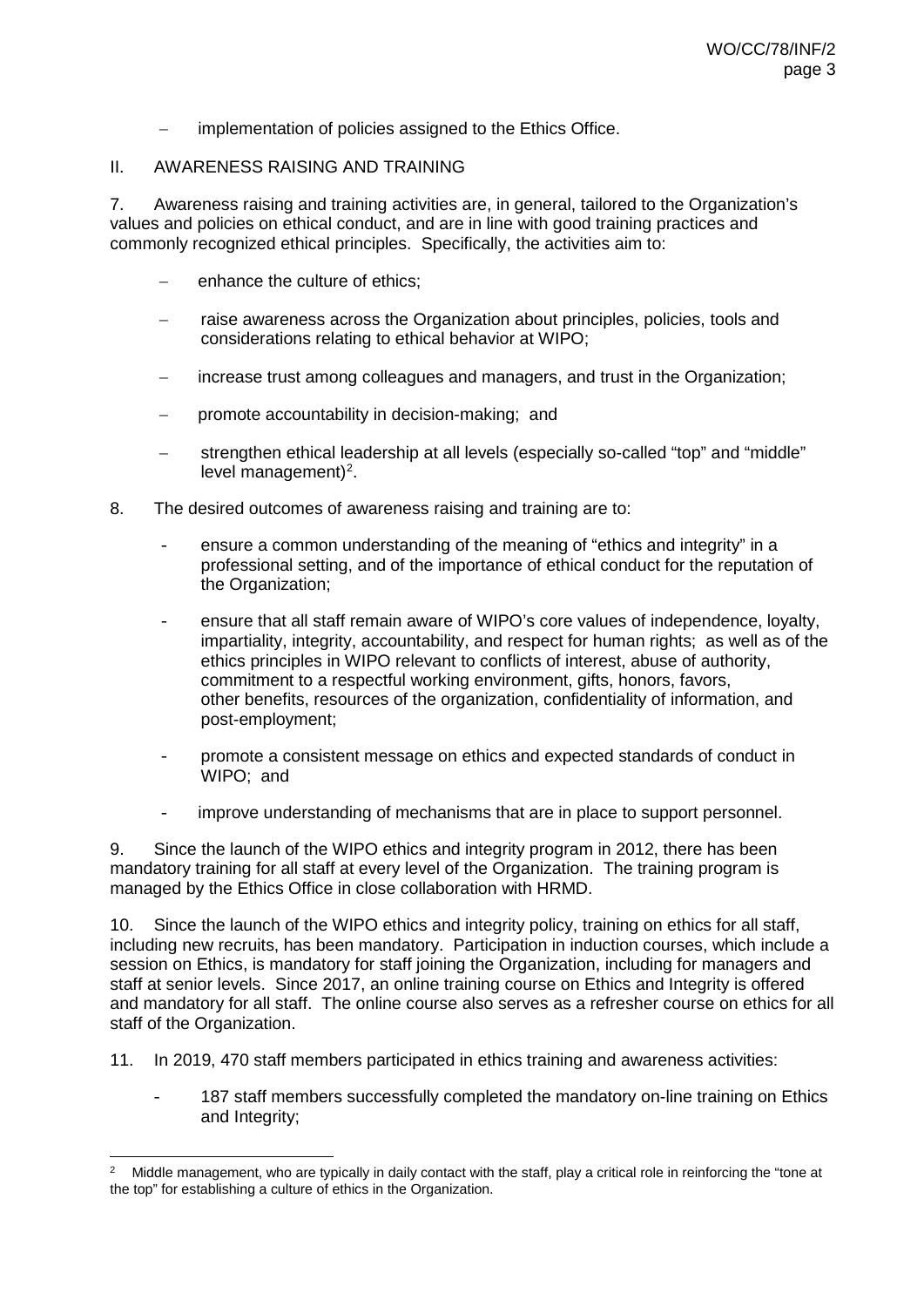- implementation of policies assigned to the Ethics Office.

## II. AWARENESS RAISING AND TRAINING

7. Awareness raising and training activities are, in general, tailored to the Organization's values and policies on ethical conduct, and are in line with good training practices and commonly recognized ethical principles. Specifically, the activities aim to:

- enhance the culture of ethics;
- raise awareness across the Organization about principles, policies, tools and considerations relating to ethical behavior at WIPO;
- increase trust among colleagues and managers, and trust in the Organization;
- promote accountability in decision-making; and
- strengthen ethical leadership at all levels (especially so-called "top" and "middle" level management)[2].

8. The desired outcomes of awareness raising and training are to:

- ensure a common understanding of the meaning of "ethics and integrity" in a professional setting, and of the importance of ethical conduct for the reputation of the Organization;
- ensure that all staff remain aware of WIPO's core values of independence, loyalty, impartiality, integrity, accountability, and respect for human rights; as well as of the ethics principles in WIPO relevant to conflicts of interest, abuse of authority, commitment to a respectful working environment, gifts, honors, favors, other benefits, resources of the organization, confidentiality of information, and post-employment;
- promote a consistent message on ethics and expected standards of conduct in WIPO; and
- improve understanding of mechanisms that are in place to support personnel.

9. Since the launch of the WIPO ethics and integrity program in 2012, there has been mandatory training for all staff at every level of the Organization. The training program is managed by the Ethics Office in close collaboration with HRMD.

10. Since the launch of the WIPO ethics and integrity policy, training on ethics for all staff, including new recruits, has been mandatory. Participation in induction courses, which include a session on Ethics, is mandatory for staff joining the Organization, including for managers and staff at senior levels. Since 2017, an online training course on Ethics and Integrity is offered and mandatory for all staff. The online course also serves as a refresher course on ethics for all staff of the Organization.

11. In 2019, 470 staff members participated in ethics training and awareness activities:

- 187 staff members successfully completed the mandatory on-line training on Ethics and Integrity;

---

[2] Middle management, who are typically in daily contact with the staff, play a critical role in reinforcing the "tone at the top" for establishing a culture of ethics in the Organization.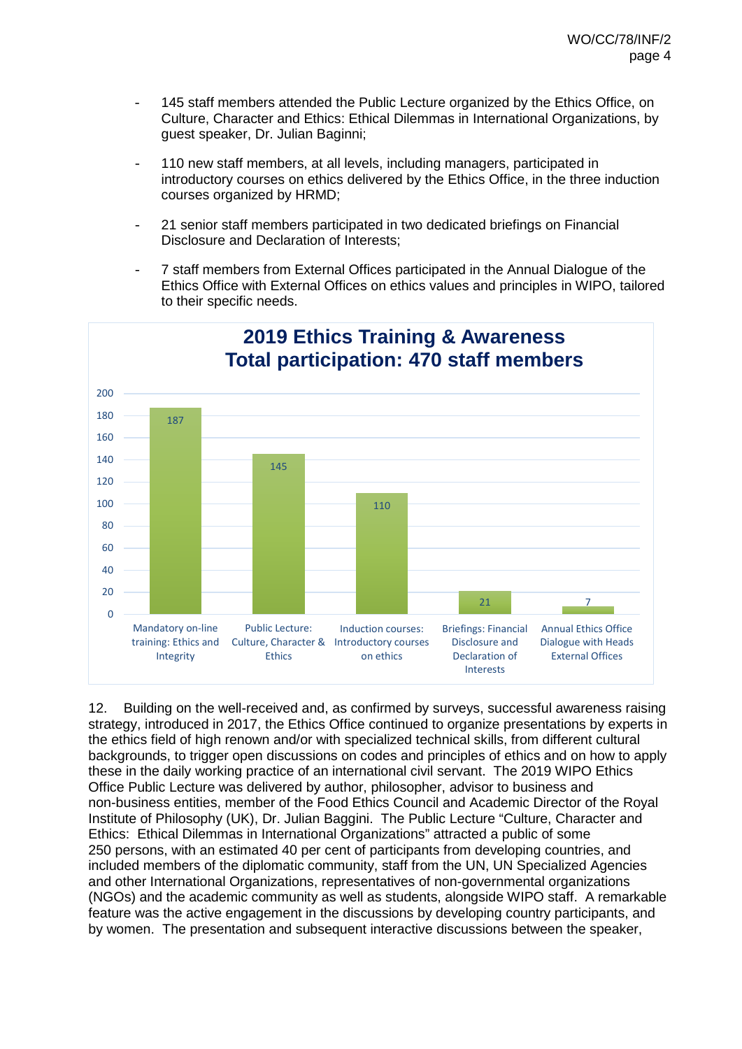- 145 staff members attended the Public Lecture organized by the Ethics Office, on Culture, Character and Ethics: Ethical Dilemmas in International Organizations, by guest speaker, Dr. Julian Baginni;

- 110 new staff members, at all levels, including managers, participated in introductory courses on ethics delivered by the Ethics Office, in the three induction courses organized by HRMD;

- 21 senior staff members participated in two dedicated briefings on Financial Disclosure and Declaration of Interests;

- 7 staff members from External Offices participated in the Annual Dialogue of the Ethics Office with External Offices on ethics values and principles in WIPO, tailored to their specific needs.

**2019 Ethics Training & Awareness**
**Total participation: 470 staff members**

| Activity | Participants |
|---|---|
| Mandatory on-line training: Ethics and Integrity | 187 |
| Public Lecture: Culture, Character & Ethics | 145 |
| Induction courses: Introductory courses on ethics | 110 |
| Briefings: Financial Disclosure and Declaration of Interests | 21 |
| Annual Ethics Office Dialogue with Heads External Offices | 7 |

12. Building on the well-received and, as confirmed by surveys, successful awareness raising strategy, introduced in 2017, the Ethics Office continued to organize presentations by experts in the ethics field of high renown and/or with specialized technical skills, from different cultural backgrounds, to trigger open discussions on codes and principles of ethics and on how to apply these in the daily working practice of an international civil servant. The 2019 WIPO Ethics Office Public Lecture was delivered by author, philosopher, advisor to business and non-business entities, member of the Food Ethics Council and Academic Director of the Royal Institute of Philosophy (UK), Dr. Julian Baggini. The Public Lecture "Culture, Character and Ethics: Ethical Dilemmas in International Organizations" attracted a public of some 250 persons, with an estimated 40 per cent of participants from developing countries, and included members of the diplomatic community, staff from the UN, UN Specialized Agencies and other International Organizations, representatives of non-governmental organizations (NGOs) and the academic community as well as students, alongside WIPO staff. A remarkable feature was the active engagement in the discussions by developing country participants, and by women. The presentation and subsequent interactive discussions between the speaker,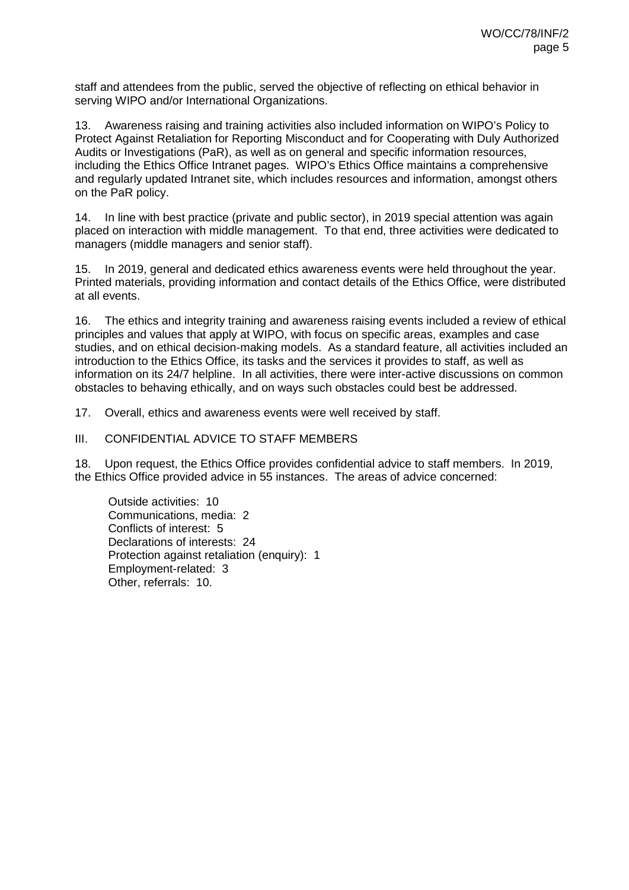staff and attendees from the public, served the objective of reflecting on ethical behavior in serving WIPO and/or International Organizations.

13. Awareness raising and training activities also included information on WIPO's Policy to Protect Against Retaliation for Reporting Misconduct and for Cooperating with Duly Authorized Audits or Investigations (PaR), as well as on general and specific information resources, including the Ethics Office Intranet pages. WIPO's Ethics Office maintains a comprehensive and regularly updated Intranet site, which includes resources and information, amongst others on the PaR policy.

14. In line with best practice (private and public sector), in 2019 special attention was again placed on interaction with middle management. To that end, three activities were dedicated to managers (middle managers and senior staff).

15. In 2019, general and dedicated ethics awareness events were held throughout the year. Printed materials, providing information and contact details of the Ethics Office, were distributed at all events.

16. The ethics and integrity training and awareness raising events included a review of ethical principles and values that apply at WIPO, with focus on specific areas, examples and case studies, and on ethical decision-making models. As a standard feature, all activities included an introduction to the Ethics Office, its tasks and the services it provides to staff, as well as information on its 24/7 helpline. In all activities, there were inter-active discussions on common obstacles to behaving ethically, and on ways such obstacles could best be addressed.

17. Overall, ethics and awareness events were well received by staff.

## III. CONFIDENTIAL ADVICE TO STAFF MEMBERS

18. Upon request, the Ethics Office provides confidential advice to staff members. In 2019, the Ethics Office provided advice in 55 instances. The areas of advice concerned:

- Outside activities: 10
- Communications, media: 2
- Conflicts of interest: 5
- Declarations of interests: 24
- Protection against retaliation (enquiry): 1
- Employment-related: 3
- Other, referrals: 10.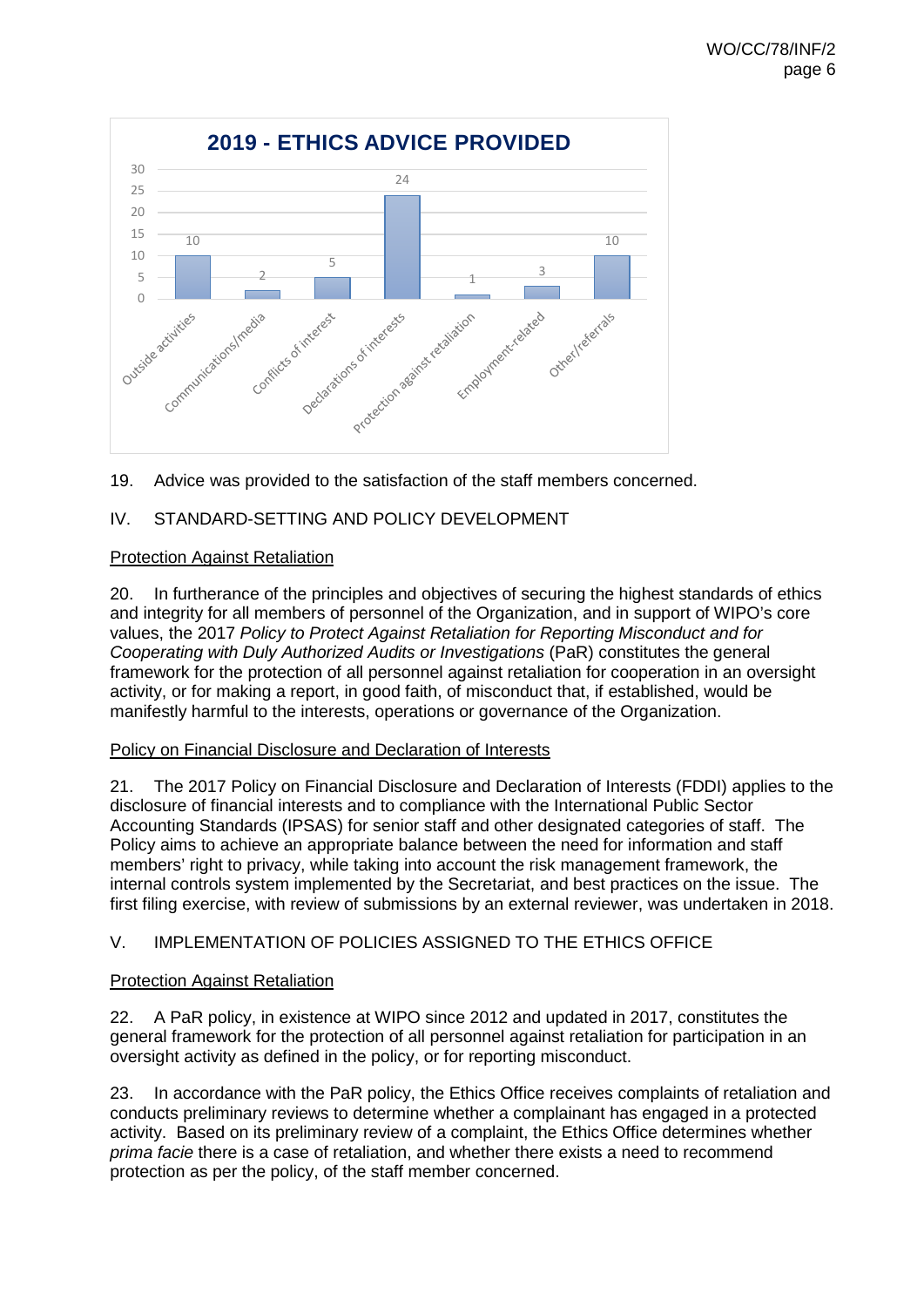**2019 - ETHICS ADVICE PROVIDED**

| Category | Number |
|---|---|
| Outside activities | 10 |
| Communications/media | 2 |
| Conflicts of interest | 5 |
| Declarations of interests | 24 |
| Protection against retaliation | 1 |
| Employment-related | 3 |
| Other/referrals | 10 |

19. Advice was provided to the satisfaction of the staff members concerned.

## IV. STANDARD-SETTING AND POLICY DEVELOPMENT

### Protection Against Retaliation

20. In furtherance of the principles and objectives of securing the highest standards of ethics and integrity for all members of personnel of the Organization, and in support of WIPO's core values, the 2017 *Policy to Protect Against Retaliation for Reporting Misconduct and for Cooperating with Duly Authorized Audits or Investigations* (PaR) constitutes the general framework for the protection of all personnel against retaliation for cooperation in an oversight activity, or for making a report, in good faith, of misconduct that, if established, would be manifestly harmful to the interests, operations or governance of the Organization.

### Policy on Financial Disclosure and Declaration of Interests

21. The 2017 Policy on Financial Disclosure and Declaration of Interests (FDDI) applies to the disclosure of financial interests and to compliance with the International Public Sector Accounting Standards (IPSAS) for senior staff and other designated categories of staff. The Policy aims to achieve an appropriate balance between the need for information and staff members' right to privacy, while taking into account the risk management framework, the internal controls system implemented by the Secretariat, and best practices on the issue. The first filing exercise, with review of submissions by an external reviewer, was undertaken in 2018.

## V. IMPLEMENTATION OF POLICIES ASSIGNED TO THE ETHICS OFFICE

### Protection Against Retaliation

22. A PaR policy, in existence at WIPO since 2012 and updated in 2017, constitutes the general framework for the protection of all personnel against retaliation for participation in an oversight activity as defined in the policy, or for reporting misconduct.

23. In accordance with the PaR policy, the Ethics Office receives complaints of retaliation and conducts preliminary reviews to determine whether a complainant has engaged in a protected activity. Based on its preliminary review of a complaint, the Ethics Office determines whether *prima facie* there is a case of retaliation, and whether there exists a need to recommend protection as per the policy, of the staff member concerned.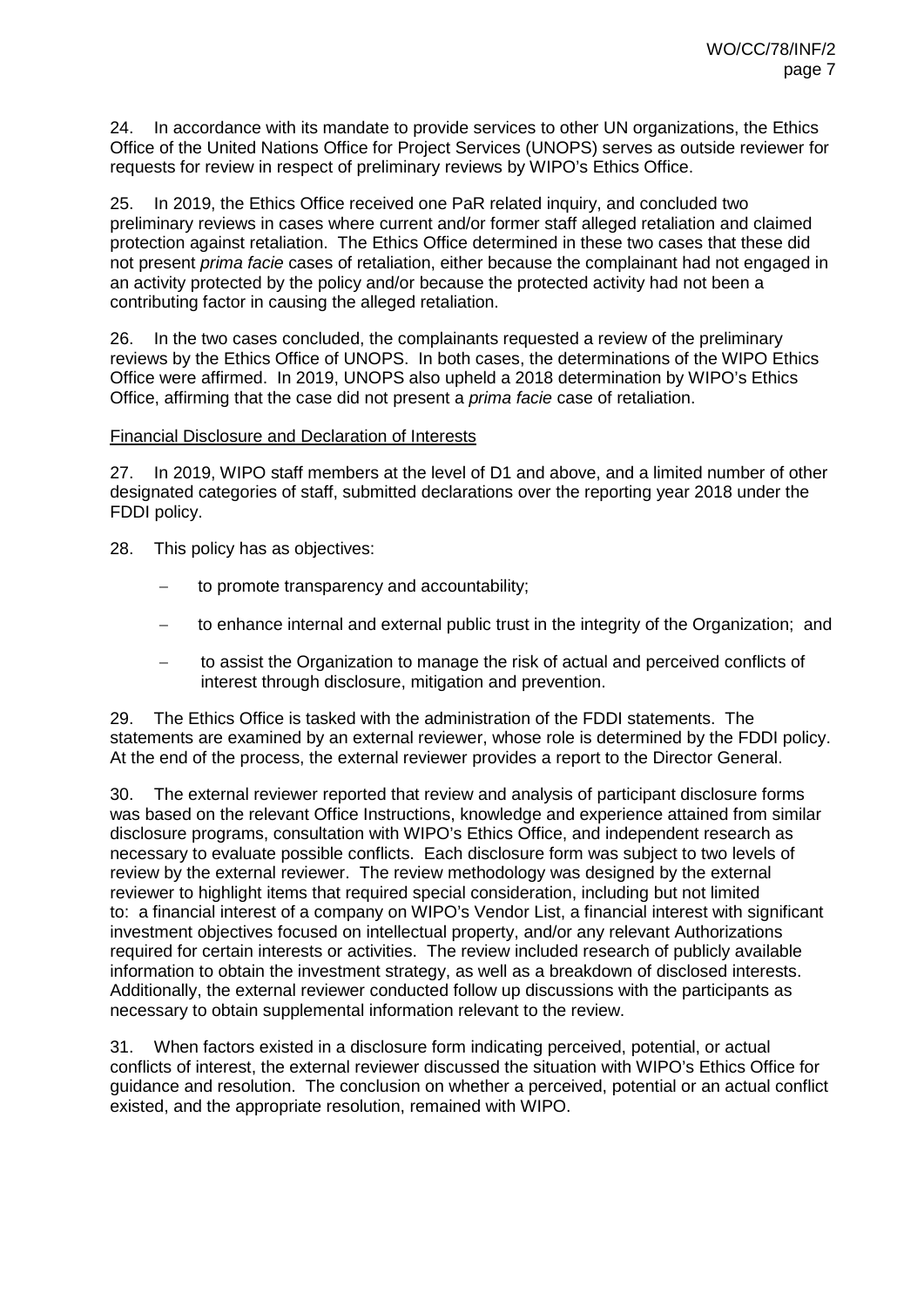24. In accordance with its mandate to provide services to other UN organizations, the Ethics Office of the United Nations Office for Project Services (UNOPS) serves as outside reviewer for requests for review in respect of preliminary reviews by WIPO's Ethics Office.

25. In 2019, the Ethics Office received one PaR related inquiry, and concluded two preliminary reviews in cases where current and/or former staff alleged retaliation and claimed protection against retaliation. The Ethics Office determined in these two cases that these did not present *prima facie* cases of retaliation, either because the complainant had not engaged in an activity protected by the policy and/or because the protected activity had not been a contributing factor in causing the alleged retaliation.

26. In the two cases concluded, the complainants requested a review of the preliminary reviews by the Ethics Office of UNOPS. In both cases, the determinations of the WIPO Ethics Office were affirmed. In 2019, UNOPS also upheld a 2018 determination by WIPO's Ethics Office, affirming that the case did not present a *prima facie* case of retaliation.

Financial Disclosure and Declaration of Interests

27. In 2019, WIPO staff members at the level of D1 and above, and a limited number of other designated categories of staff, submitted declarations over the reporting year 2018 under the FDDI policy.

28. This policy has as objectives:

- to promote transparency and accountability;
- to enhance internal and external public trust in the integrity of the Organization; and
- to assist the Organization to manage the risk of actual and perceived conflicts of interest through disclosure, mitigation and prevention.

29. The Ethics Office is tasked with the administration of the FDDI statements. The statements are examined by an external reviewer, whose role is determined by the FDDI policy. At the end of the process, the external reviewer provides a report to the Director General.

30. The external reviewer reported that review and analysis of participant disclosure forms was based on the relevant Office Instructions, knowledge and experience attained from similar disclosure programs, consultation with WIPO's Ethics Office, and independent research as necessary to evaluate possible conflicts. Each disclosure form was subject to two levels of review by the external reviewer. The review methodology was designed by the external reviewer to highlight items that required special consideration, including but not limited to: a financial interest of a company on WIPO's Vendor List, a financial interest with significant investment objectives focused on intellectual property, and/or any relevant Authorizations required for certain interests or activities. The review included research of publicly available information to obtain the investment strategy, as well as a breakdown of disclosed interests. Additionally, the external reviewer conducted follow up discussions with the participants as necessary to obtain supplemental information relevant to the review.

31. When factors existed in a disclosure form indicating perceived, potential, or actual conflicts of interest, the external reviewer discussed the situation with WIPO's Ethics Office for guidance and resolution. The conclusion on whether a perceived, potential or an actual conflict existed, and the appropriate resolution, remained with WIPO.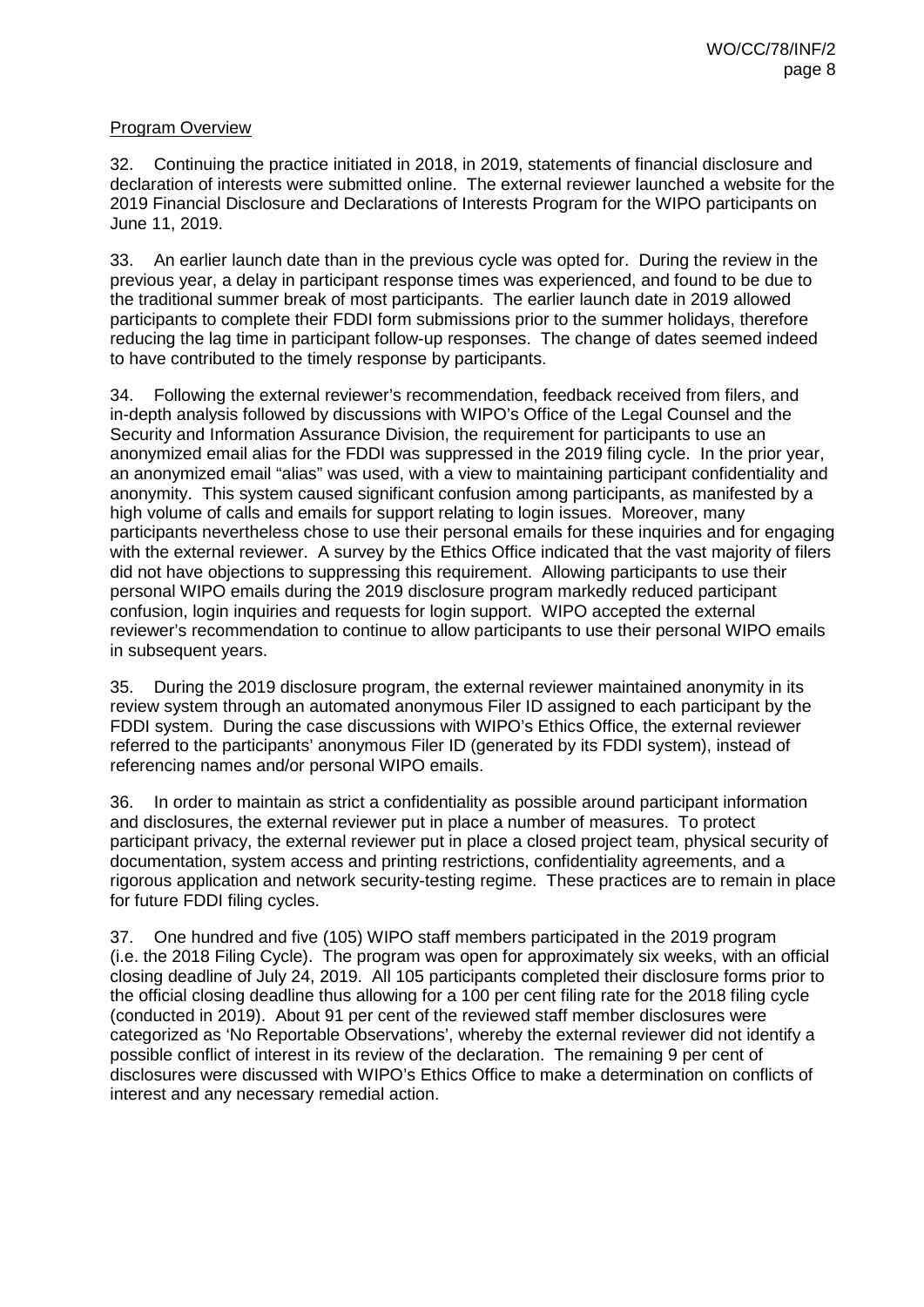Program Overview

32. Continuing the practice initiated in 2018, in 2019, statements of financial disclosure and declaration of interests were submitted online. The external reviewer launched a website for the 2019 Financial Disclosure and Declarations of Interests Program for the WIPO participants on June 11, 2019.

33. An earlier launch date than in the previous cycle was opted for. During the review in the previous year, a delay in participant response times was experienced, and found to be due to the traditional summer break of most participants. The earlier launch date in 2019 allowed participants to complete their FDDI form submissions prior to the summer holidays, therefore reducing the lag time in participant follow-up responses. The change of dates seemed indeed to have contributed to the timely response by participants.

34. Following the external reviewer's recommendation, feedback received from filers, and in-depth analysis followed by discussions with WIPO's Office of the Legal Counsel and the Security and Information Assurance Division, the requirement for participants to use an anonymized email alias for the FDDI was suppressed in the 2019 filing cycle. In the prior year, an anonymized email "alias" was used, with a view to maintaining participant confidentiality and anonymity. This system caused significant confusion among participants, as manifested by a high volume of calls and emails for support relating to login issues. Moreover, many participants nevertheless chose to use their personal emails for these inquiries and for engaging with the external reviewer. A survey by the Ethics Office indicated that the vast majority of filers did not have objections to suppressing this requirement. Allowing participants to use their personal WIPO emails during the 2019 disclosure program markedly reduced participant confusion, login inquiries and requests for login support. WIPO accepted the external reviewer's recommendation to continue to allow participants to use their personal WIPO emails in subsequent years.

35. During the 2019 disclosure program, the external reviewer maintained anonymity in its review system through an automated anonymous Filer ID assigned to each participant by the FDDI system. During the case discussions with WIPO's Ethics Office, the external reviewer referred to the participants' anonymous Filer ID (generated by its FDDI system), instead of referencing names and/or personal WIPO emails.

36. In order to maintain as strict a confidentiality as possible around participant information and disclosures, the external reviewer put in place a number of measures. To protect participant privacy, the external reviewer put in place a closed project team, physical security of documentation, system access and printing restrictions, confidentiality agreements, and a rigorous application and network security-testing regime. These practices are to remain in place for future FDDI filing cycles.

37. One hundred and five (105) WIPO staff members participated in the 2019 program (i.e. the 2018 Filing Cycle). The program was open for approximately six weeks, with an official closing deadline of July 24, 2019. All 105 participants completed their disclosure forms prior to the official closing deadline thus allowing for a 100 per cent filing rate for the 2018 filing cycle (conducted in 2019). About 91 per cent of the reviewed staff member disclosures were categorized as 'No Reportable Observations', whereby the external reviewer did not identify a possible conflict of interest in its review of the declaration. The remaining 9 per cent of disclosures were discussed with WIPO's Ethics Office to make a determination on conflicts of interest and any necessary remedial action.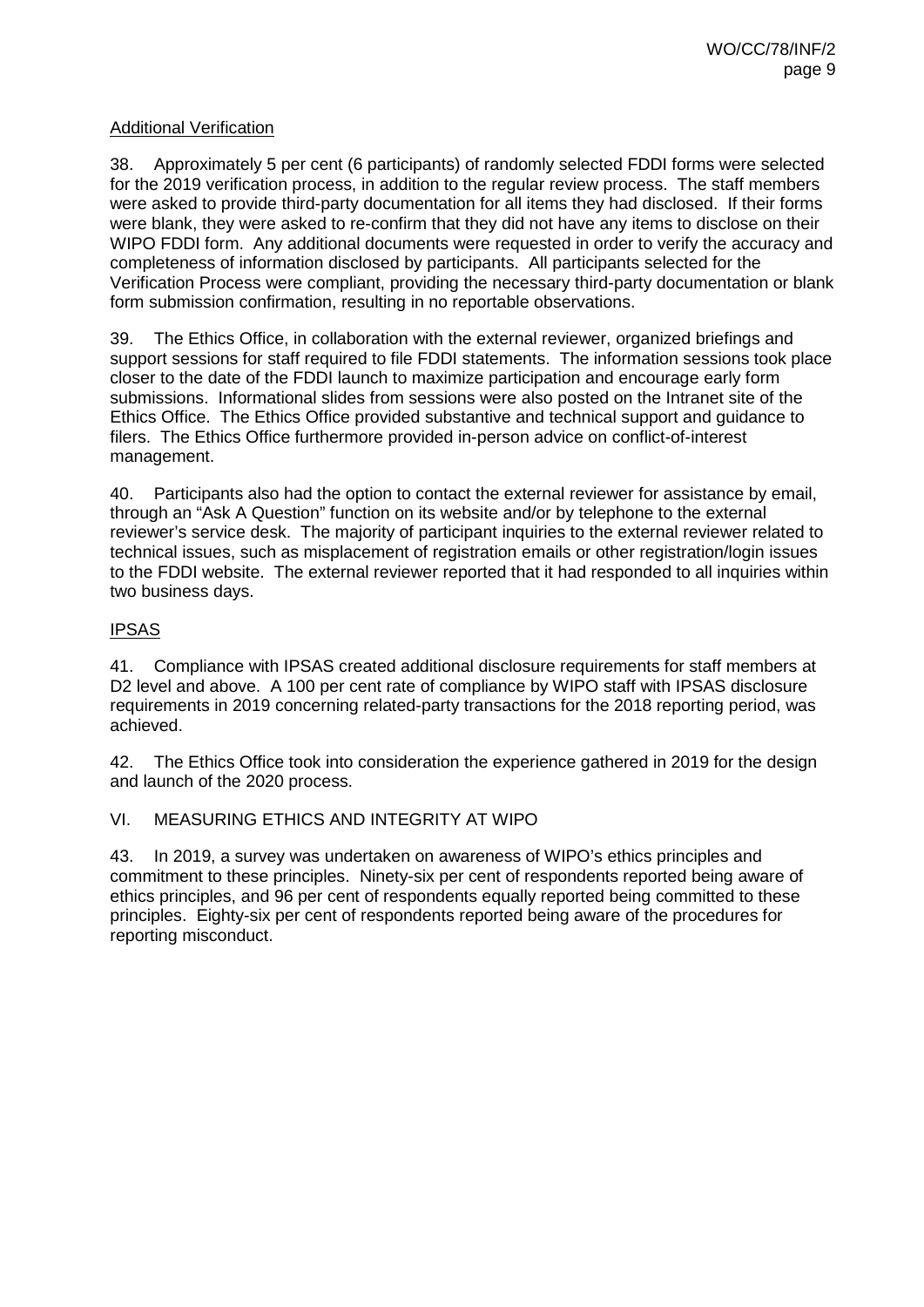Additional Verification

38. Approximately 5 per cent (6 participants) of randomly selected FDDI forms were selected for the 2019 verification process, in addition to the regular review process. The staff members were asked to provide third-party documentation for all items they had disclosed. If their forms were blank, they were asked to re-confirm that they did not have any items to disclose on their WIPO FDDI form. Any additional documents were requested in order to verify the accuracy and completeness of information disclosed by participants. All participants selected for the Verification Process were compliant, providing the necessary third-party documentation or blank form submission confirmation, resulting in no reportable observations.

39. The Ethics Office, in collaboration with the external reviewer, organized briefings and support sessions for staff required to file FDDI statements. The information sessions took place closer to the date of the FDDI launch to maximize participation and encourage early form submissions. Informational slides from sessions were also posted on the Intranet site of the Ethics Office. The Ethics Office provided substantive and technical support and guidance to filers. The Ethics Office furthermore provided in-person advice on conflict-of-interest management.

40. Participants also had the option to contact the external reviewer for assistance by email, through an "Ask A Question" function on its website and/or by telephone to the external reviewer's service desk. The majority of participant inquiries to the external reviewer related to technical issues, such as misplacement of registration emails or other registration/login issues to the FDDI website. The external reviewer reported that it had responded to all inquiries within two business days.

IPSAS

41. Compliance with IPSAS created additional disclosure requirements for staff members at D2 level and above. A 100 per cent rate of compliance by WIPO staff with IPSAS disclosure requirements in 2019 concerning related-party transactions for the 2018 reporting period, was achieved.

42. The Ethics Office took into consideration the experience gathered in 2019 for the design and launch of the 2020 process.

## VI. MEASURING ETHICS AND INTEGRITY AT WIPO

43. In 2019, a survey was undertaken on awareness of WIPO's ethics principles and commitment to these principles. Ninety-six per cent of respondents reported being aware of ethics principles, and 96 per cent of respondents equally reported being committed to these principles. Eighty-six per cent of respondents reported being aware of the procedures for reporting misconduct.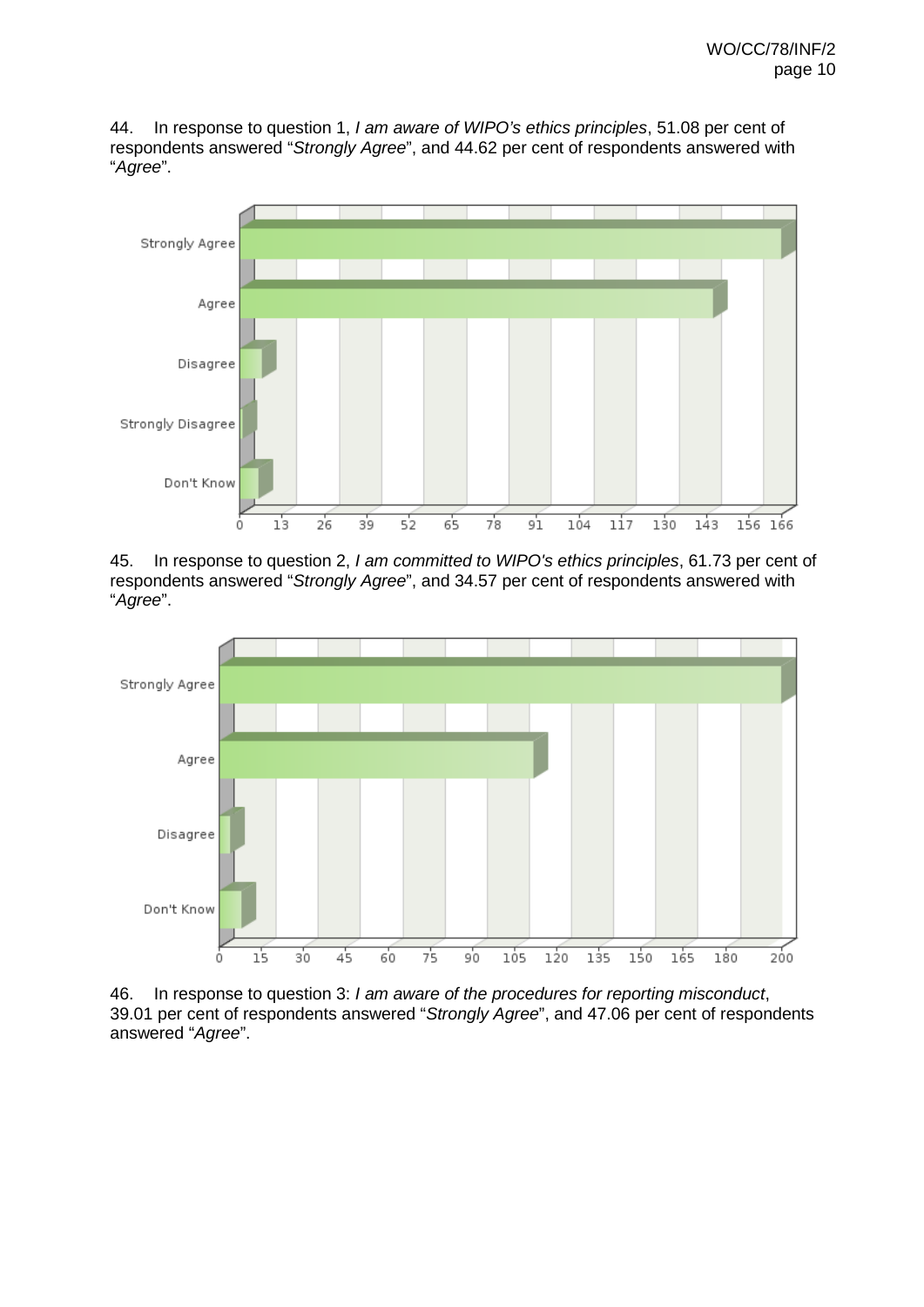44. In response to question 1, *I am aware of WIPO's ethics principles*, 51.08 per cent of respondents answered "*Strongly Agree*", and 44.62 per cent of respondents answered with "*Agree*".

45. In response to question 2, *I am committed to WIPO's ethics principles*, 61.73 per cent of respondents answered "*Strongly Agree*", and 34.57 per cent of respondents answered with "*Agree*".

46. In response to question 3: *I am aware of the procedures for reporting misconduct*, 39.01 per cent of respondents answered "*Strongly Agree*", and 47.06 per cent of respondents answered "*Agree*".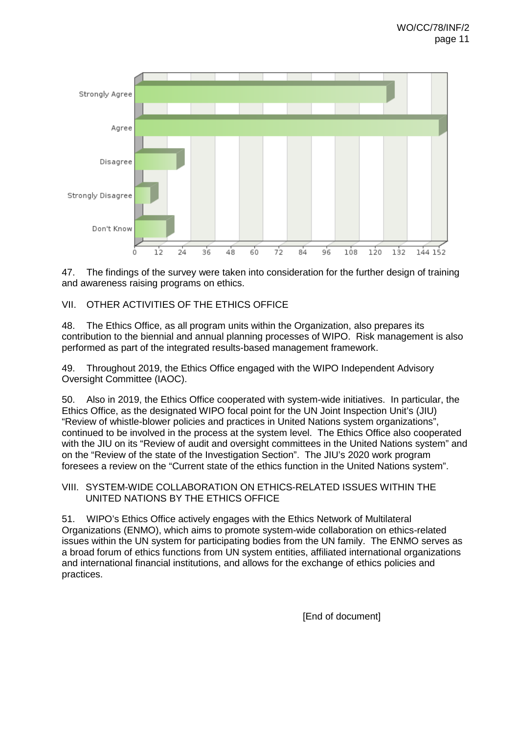Strongly Agree

Agree

Disagree

Strongly Disagree

Don't Know

0 12 24 36 48 60 72 84 96 108 120 132 144 152

47. The findings of the survey were taken into consideration for the further design of training and awareness raising programs on ethics.

## VII. OTHER ACTIVITIES OF THE ETHICS OFFICE

48. The Ethics Office, as all program units within the Organization, also prepares its contribution to the biennial and annual planning processes of WIPO. Risk management is also performed as part of the integrated results-based management framework.

49. Throughout 2019, the Ethics Office engaged with the WIPO Independent Advisory Oversight Committee (IAOC).

50. Also in 2019, the Ethics Office cooperated with system-wide initiatives. In particular, the Ethics Office, as the designated WIPO focal point for the UN Joint Inspection Unit's (JIU) "Review of whistle-blower policies and practices in United Nations system organizations", continued to be involved in the process at the system level. The Ethics Office also cooperated with the JIU on its "Review of audit and oversight committees in the United Nations system" and on the "Review of the state of the Investigation Section". The JIU's 2020 work program foresees a review on the "Current state of the ethics function in the United Nations system".

## VIII. SYSTEM-WIDE COLLABORATION ON ETHICS-RELATED ISSUES WITHIN THE UNITED NATIONS BY THE ETHICS OFFICE

51. WIPO's Ethics Office actively engages with the Ethics Network of Multilateral Organizations (ENMO), which aims to promote system-wide collaboration on ethics-related issues within the UN system for participating bodies from the UN family. The ENMO serves as a broad forum of ethics functions from UN system entities, affiliated international organizations and international financial institutions, and allows for the exchange of ethics policies and practices.

[End of document]